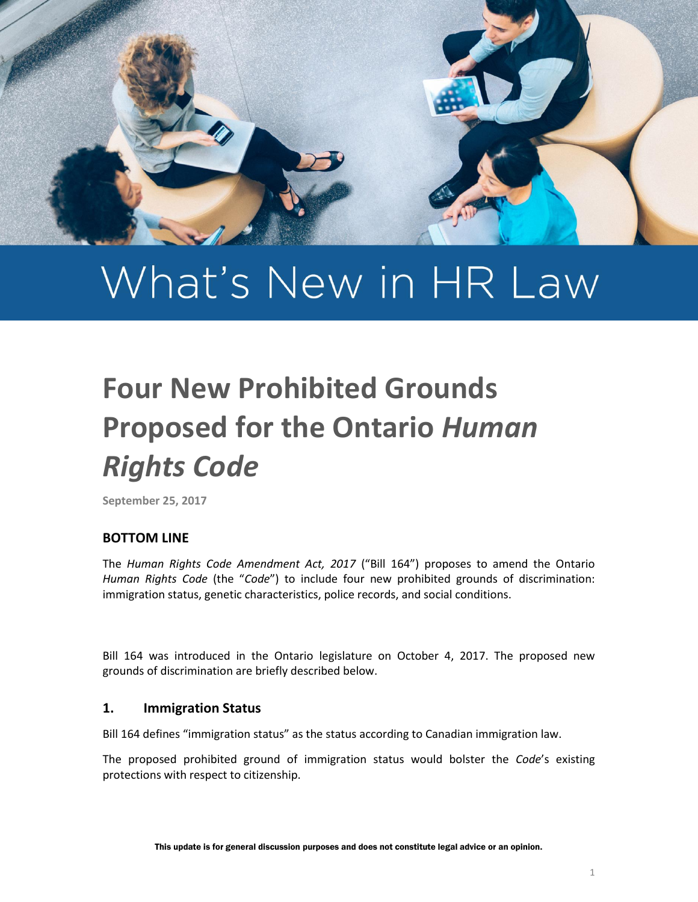# What's New in HR Law

## Four New Prohibited Grounds Proposed for the Ontario *Human Rights Code*

**September 25, 2017**

### BOTTOM LINE

The *Human Rights Code Amendment Act, 2017* ("Bill 164") proposes to amend the Ontario *Human Rights Code* (the "*Code*") to include four new prohibited grounds of discrimination: immigration status, genetic characteristics, police records, and social conditions.

Bill 164 was introduced in the Ontario legislature on October 4, 2017. The proposed new grounds of discrimination are briefly described below.

### 1. Immigration Status

Bill 164 defines "immigration status" as the status according to Canadian immigration law.

The proposed prohibited ground of immigration status would bolster the *Code*'s existing protections with respect to citizenship.

This update is for general discussion purposes and does not constitute legal advice or an opinion.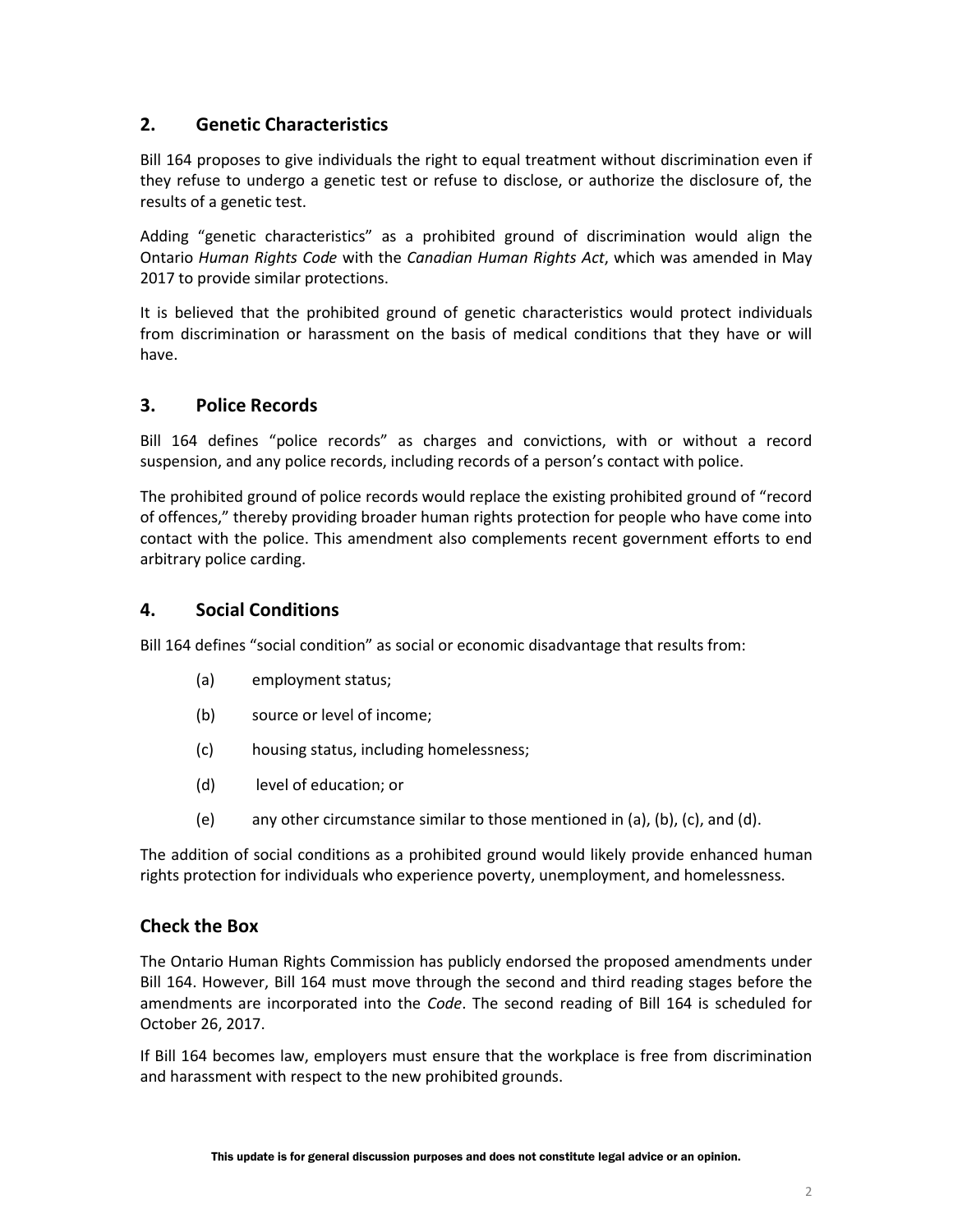## 2. Genetic Characteristics

Bill 164 proposes to give individuals the right to equal treatment without discrimination even if they refuse to undergo a genetic test or refuse to disclose, or authorize the disclosure of, the results of a genetic test.

Adding "genetic characteristics" as a prohibited ground of discrimination would align the Ontario *Human Rights Code* with the *Canadian Human Rights Act*, which was amended in May 2017 to provide similar protections.

It is believed that the prohibited ground of genetic characteristics would protect individuals from discrimination or harassment on the basis of medical conditions that they have or will have.

## 3. Police Records

Bill 164 defines "police records" as charges and convictions, with or without a record suspension, and any police records, including records of a person's contact with police.

The prohibited ground of police records would replace the existing prohibited ground of "record of offences," thereby providing broader human rights protection for people who have come into contact with the police. This amendment also complements recent government efforts to end arbitrary police carding.

## 4. Social Conditions

Bill 164 defines "social condition" as social or economic disadvantage that results from:

(a) employment status;

(b) source or level of income;

(c) housing status, including homelessness;

(d) level of education; or

(e) any other circumstance similar to those mentioned in (a), (b), (c), and (d).

The addition of social conditions as a prohibited ground would likely provide enhanced human rights protection for individuals who experience poverty, unemployment, and homelessness.

## Check the Box

The Ontario Human Rights Commission has publicly endorsed the proposed amendments under Bill 164. However, Bill 164 must move through the second and third reading stages before the amendments are incorporated into the *Code*. The second reading of Bill 164 is scheduled for October 26, 2017.

If Bill 164 becomes law, employers must ensure that the workplace is free from discrimination and harassment with respect to the new prohibited grounds.

**This update is for general discussion purposes and does not constitute legal advice or an opinion.**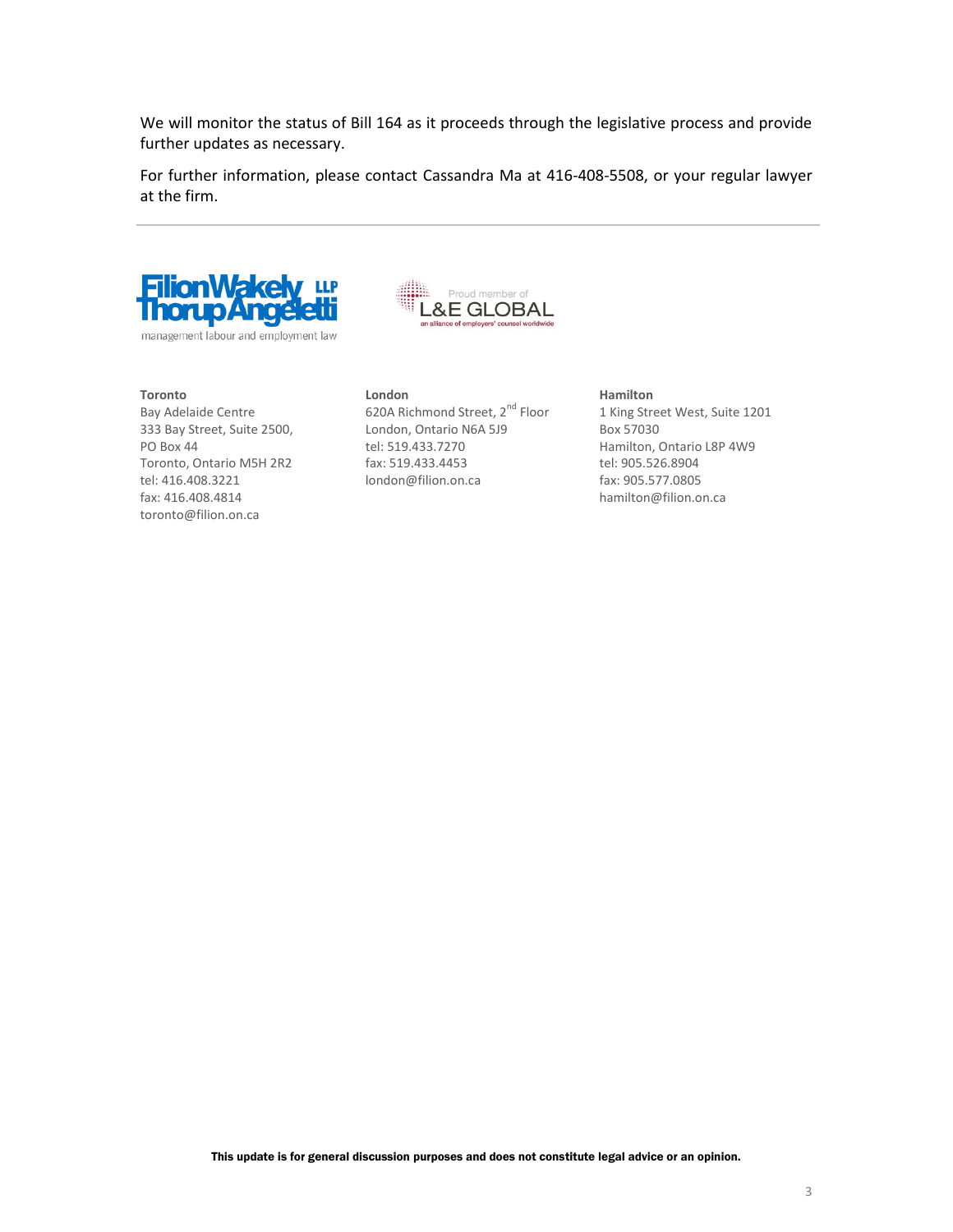We will monitor the status of Bill 164 as it proceeds through the legislative process and provide further updates as necessary.

For further information, please contact Cassandra Ma at 416-408-5508, or your regular lawyer at the firm.

---

Filion Wakely Thorup Angeletti LLP
management labour and employment law

Proud member of L&E GLOBAL
an alliance of employers' counsel worldwide

**Toronto**
Bay Adelaide Centre
333 Bay Street, Suite 2500,
PO Box 44
Toronto, Ontario M5H 2R2
tel: 416.408.3221
fax: 416.408.4814
toronto@filion.on.ca

**London**
620A Richmond Street, 2nd Floor
London, Ontario N6A 5J9
tel: 519.433.7270
fax: 519.433.4453
london@filion.on.ca

**Hamilton**
1 King Street West, Suite 1201
Box 57030
Hamilton, Ontario L8P 4W9
tel: 905.526.8904
fax: 905.577.0805
hamilton@filion.on.ca

**This update is for general discussion purposes and does not constitute legal advice or an opinion.**